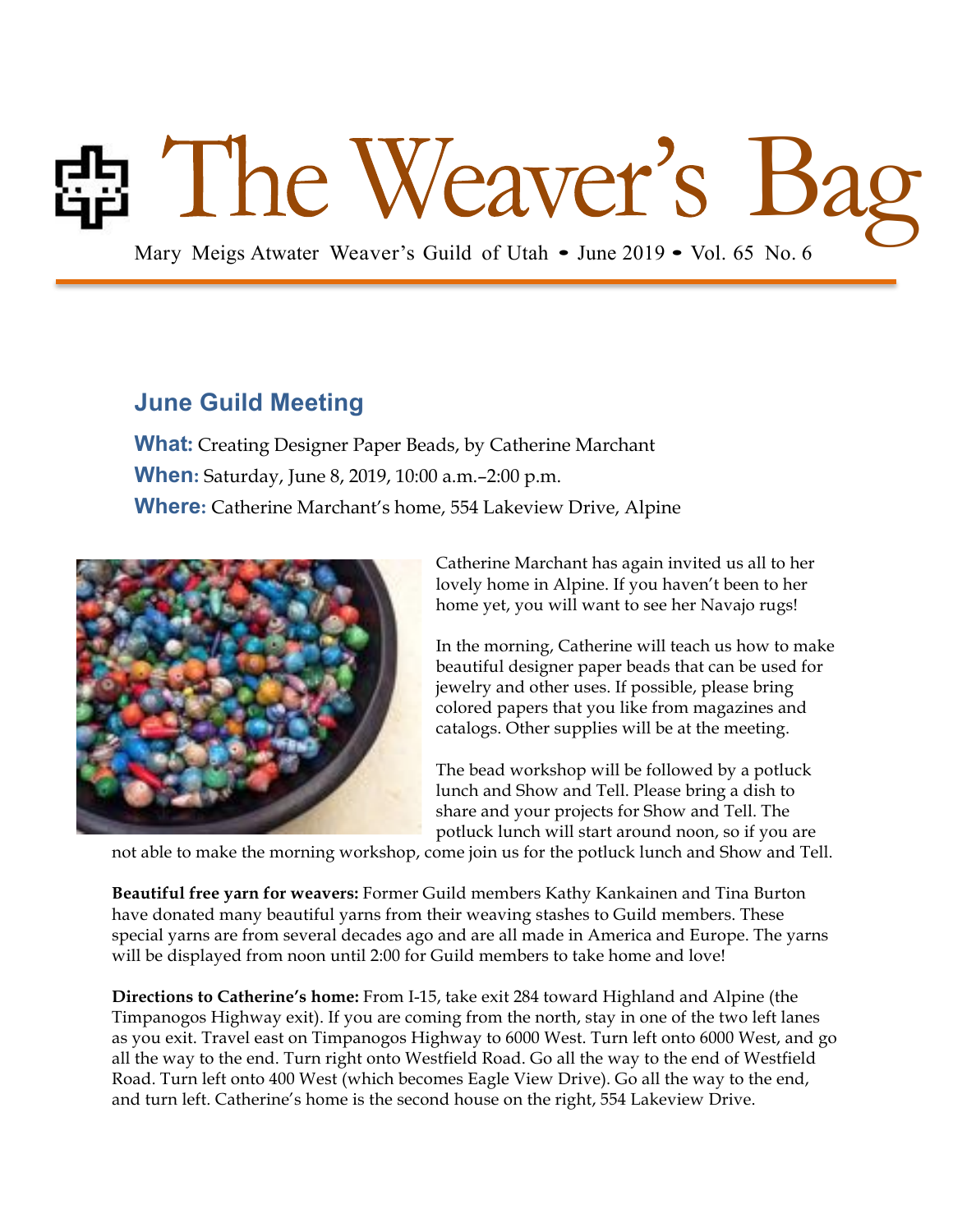# The Weaver's Bag

Mary Meigs Atwater Weaver's Guild of Utah • June 2019 • Vol. 65 No. 6

## June Guild Meeting

**What:** Creating Designer Paper Beads, by Catherine Marchant

**When:** Saturday, June 8, 2019, 10:00 a.m.–2:00 p.m.

**Where:** Catherine Marchant's home, 554 Lakeview Drive, Alpine

Catherine Marchant has again invited us all to her lovely home in Alpine. If you haven't been to her home yet, you will want to see her Navajo rugs!

In the morning, Catherine will teach us how to make beautiful designer paper beads that can be used for jewelry and other uses. If possible, please bring colored papers that you like from magazines and catalogs. Other supplies will be at the meeting.

The bead workshop will be followed by a potluck lunch and Show and Tell. Please bring a dish to share and your projects for Show and Tell. The potluck lunch will start around noon, so if you are not able to make the morning workshop, come join us for the potluck lunch and Show and Tell.

**Beautiful free yarn for weavers:** Former Guild members Kathy Kankainen and Tina Burton have donated many beautiful yarns from their weaving stashes to Guild members. These special yarns are from several decades ago and are all made in America and Europe. The yarns will be displayed from noon until 2:00 for Guild members to take home and love!

**Directions to Catherine's home:** From I-15, take exit 284 toward Highland and Alpine (the Timpanogos Highway exit). If you are coming from the north, stay in one of the two left lanes as you exit. Travel east on Timpanogos Highway to 6000 West. Turn left onto 6000 West, and go all the way to the end. Turn right onto Westfield Road. Go all the way to the end of Westfield Road. Turn left onto 400 West (which becomes Eagle View Drive). Go all the way to the end, and turn left. Catherine's home is the second house on the right, 554 Lakeview Drive.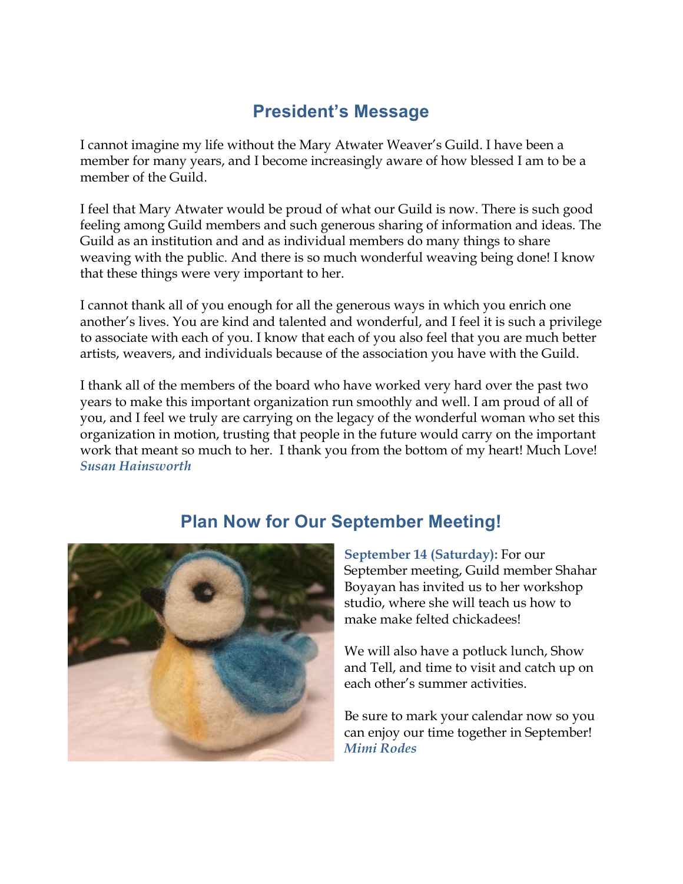## President's Message

I cannot imagine my life without the Mary Atwater Weaver's Guild. I have been a member for many years, and I become increasingly aware of how blessed I am to be a member of the Guild.

I feel that Mary Atwater would be proud of what our Guild is now. There is such good feeling among Guild members and such generous sharing of information and ideas. The Guild as an institution and and as individual members do many things to share weaving with the public. And there is so much wonderful weaving being done! I know that these things were very important to her.

I cannot thank all of you enough for all the generous ways in which you enrich one another's lives. You are kind and talented and wonderful, and I feel it is such a privilege to associate with each of you. I know that each of you also feel that you are much better artists, weavers, and individuals because of the association you have with the Guild.

I thank all of the members of the board who have worked very hard over the past two years to make this important organization run smoothly and well. I am proud of all of you, and I feel we truly are carrying on the legacy of the wonderful woman who set this organization in motion, trusting that people in the future would carry on the important work that meant so much to her. I thank you from the bottom of my heart! Much Love!
***Susan Hainsworth***

## Plan Now for Our September Meeting!

**September 14 (Saturday):** For our September meeting, Guild member Shahar Boyayan has invited us to her workshop studio, where she will teach us how to make make felted chickadees!

We will also have a potluck lunch, Show and Tell, and time to visit and catch up on each other's summer activities.

Be sure to mark your calendar now so you can enjoy our time together in September!
***Mimi Rodes***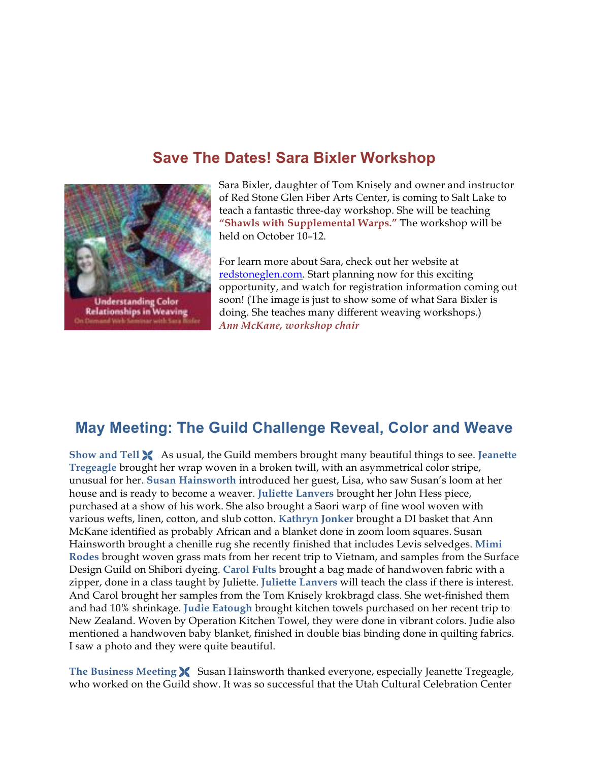## Save The Dates! Sara Bixler Workshop

Sara Bixler, daughter of Tom Knisely and owner and instructor of Red Stone Glen Fiber Arts Center, is coming to Salt Lake to teach a fantastic three-day workshop. She will be teaching **"Shawls with Supplemental Warps."** The workshop will be held on October 10–12.

For learn more about Sara, check out her website at redstoneglen.com. Start planning now for this exciting opportunity, and watch for registration information coming out soon! (The image is just to show some of what Sara Bixler is doing. She teaches many different weaving workshops.)
*Ann McKane, workshop chair*

## May Meeting: The Guild Challenge Reveal, Color and Weave

**Show and Tell** As usual, the Guild members brought many beautiful things to see. **Jeanette Tregeagle** brought her wrap woven in a broken twill, with an asymmetrical color stripe, unusual for her. **Susan Hainsworth** introduced her guest, Lisa, who saw Susan's loom at her house and is ready to become a weaver. **Juliette Lanvers** brought her John Hess piece, purchased at a show of his work. She also brought a Saori warp of fine wool woven with various wefts, linen, cotton, and slub cotton. **Kathryn Jonker** brought a DI basket that Ann McKane identified as probably African and a blanket done in zoom loom squares. Susan Hainsworth brought a chenille rug she recently finished that includes Levis selvedges. **Mimi Rodes** brought woven grass mats from her recent trip to Vietnam, and samples from the Surface Design Guild on Shibori dyeing. **Carol Fults** brought a bag made of handwoven fabric with a zipper, done in a class taught by Juliette. **Juliette Lanvers** will teach the class if there is interest. And Carol brought her samples from the Tom Knisely krokbragd class. She wet-finished them and had 10% shrinkage. **Judie Eatough** brought kitchen towels purchased on her recent trip to New Zealand. Woven by Operation Kitchen Towel, they were done in vibrant colors. Judie also mentioned a handwoven baby blanket, finished in double bias binding done in quilting fabrics. I saw a photo and they were quite beautiful.

**The Business Meeting** Susan Hainsworth thanked everyone, especially Jeanette Tregeagle, who worked on the Guild show. It was so successful that the Utah Cultural Celebration Center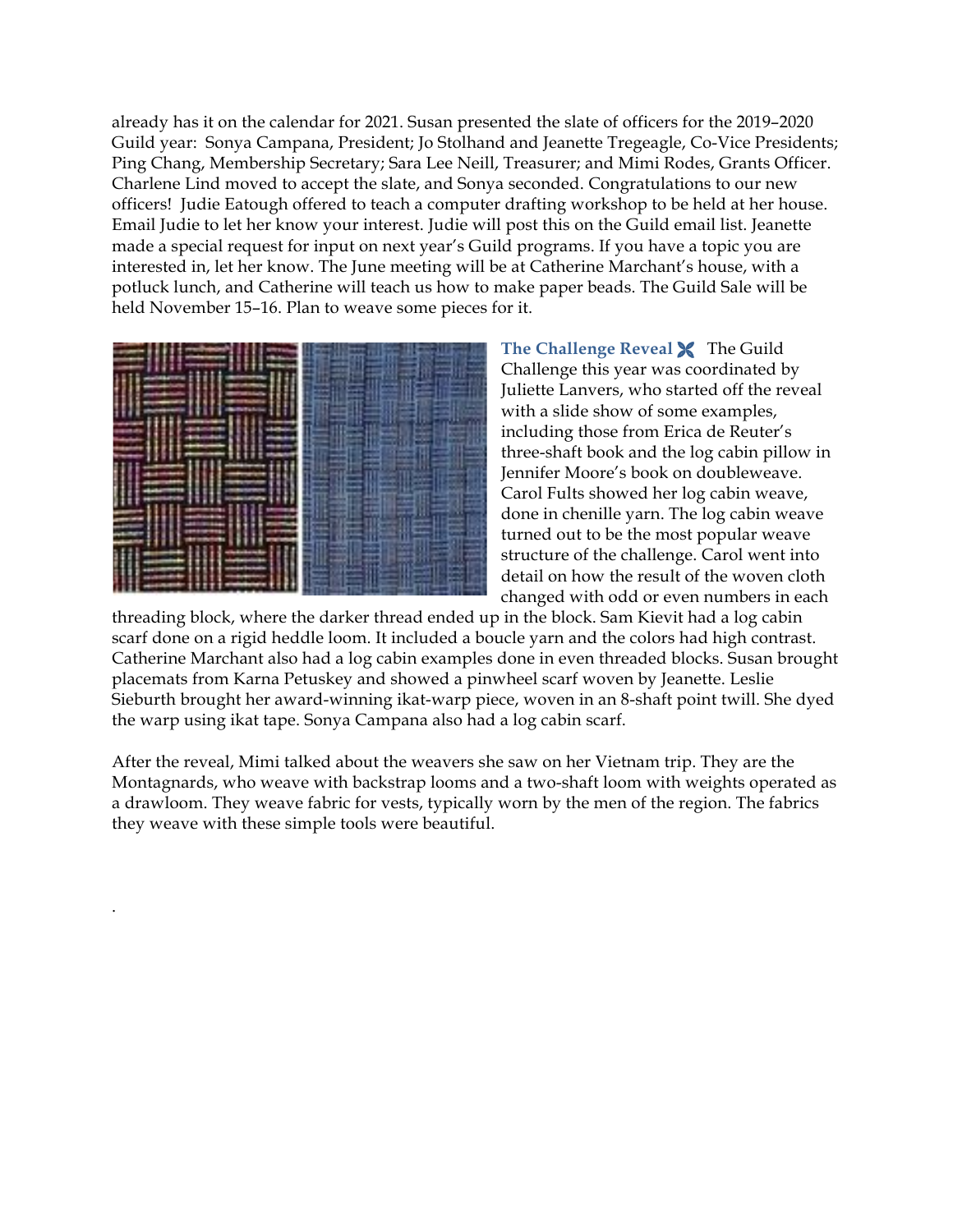already has it on the calendar for 2021. Susan presented the slate of officers for the 2019–2020 Guild year: Sonya Campana, President; Jo Stolhand and Jeanette Tregeagle, Co-Vice Presidents; Ping Chang, Membership Secretary; Sara Lee Neill, Treasurer; and Mimi Rodes, Grants Officer. Charlene Lind moved to accept the slate, and Sonya seconded. Congratulations to our new officers! Judie Eatough offered to teach a computer drafting workshop to be held at her house. Email Judie to let her know your interest. Judie will post this on the Guild email list. Jeanette made a special request for input on next year's Guild programs. If you have a topic you are interested in, let her know. The June meeting will be at Catherine Marchant's house, with a potluck lunch, and Catherine will teach us how to make paper beads. The Guild Sale will be held November 15–16. Plan to weave some pieces for it.

**The Challenge Reveal** The Guild Challenge this year was coordinated by Juliette Lanvers, who started off the reveal with a slide show of some examples, including those from Erica de Reuter's three-shaft book and the log cabin pillow in Jennifer Moore's book on doubleweave. Carol Fults showed her log cabin weave, done in chenille yarn. The log cabin weave turned out to be the most popular weave structure of the challenge. Carol went into detail on how the result of the woven cloth changed with odd or even numbers in each threading block, where the darker thread ended up in the block. Sam Kievit had a log cabin scarf done on a rigid heddle loom. It included a boucle yarn and the colors had high contrast. Catherine Marchant also had a log cabin examples done in even threaded blocks. Susan brought placemats from Karna Petuskey and showed a pinwheel scarf woven by Jeanette. Leslie Sieburth brought her award-winning ikat-warp piece, woven in an 8-shaft point twill. She dyed the warp using ikat tape. Sonya Campana also had a log cabin scarf.

After the reveal, Mimi talked about the weavers she saw on her Vietnam trip. They are the Montagnards, who weave with backstrap looms and a two-shaft loom with weights operated as a drawloom. They weave fabric for vests, typically worn by the men of the region. The fabrics they weave with these simple tools were beautiful.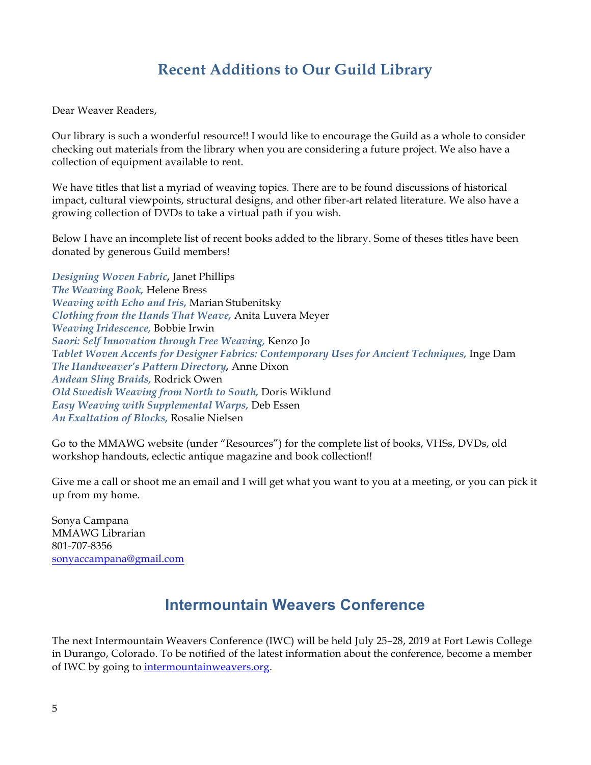# Recent Additions to Our Guild Library

Dear Weaver Readers,

Our library is such a wonderful resource!! I would like to encourage the Guild as a whole to consider checking out materials from the library when you are considering a future project. We also have a collection of equipment available to rent.

We have titles that list a myriad of weaving topics. There are to be found discussions of historical impact, cultural viewpoints, structural designs, and other fiber-art related literature. We also have a growing collection of DVDs to take a virtual path if you wish.

Below I have an incomplete list of recent books added to the library. Some of theses titles have been donated by generous Guild members!

*Designing Woven Fabric*, Janet Phillips
*The Weaving Book,* Helene Bress
*Weaving with Echo and Iris,* Marian Stubenitsky
*Clothing from the Hands That Weave,* Anita Luvera Meyer
*Weaving Iridescence,* Bobbie Irwin
*Saori: Self Innovation through Free Weaving,* Kenzo Jo
T*ablet Woven Accents for Designer Fabrics: Contemporary Uses for Ancient Techniques,* Inge Dam
*The Handweaver's Pattern Directory*, Anne Dixon
*Andean Sling Braids,* Rodrick Owen
*Old Swedish Weaving from North to South,* Doris Wiklund
*Easy Weaving with Supplemental Warps,* Deb Essen
*An Exaltation of Blocks,* Rosalie Nielsen

Go to the MMAWG website (under "Resources") for the complete list of books, VHSs, DVDs, old workshop handouts, eclectic antique magazine and book collection!!

Give me a call or shoot me an email and I will get what you want to you at a meeting, or you can pick it up from my home.

Sonya Campana
MMAWG Librarian
801-707-8356
sonyaccampana@gmail.com

# Intermountain Weavers Conference

The next Intermountain Weavers Conference (IWC) will be held July 25–28, 2019 at Fort Lewis College in Durango, Colorado. To be notified of the latest information about the conference, become a member of IWC by going to intermountainweavers.org.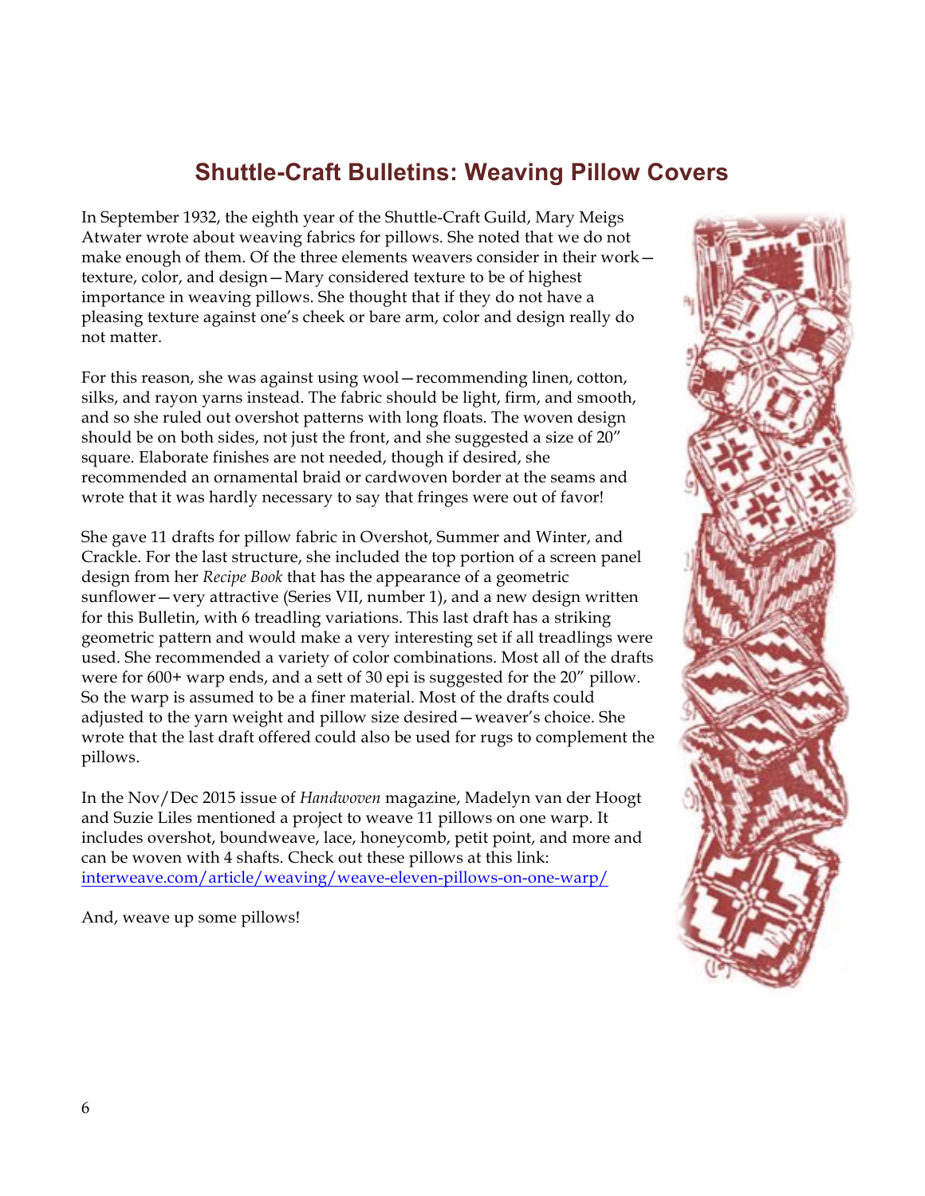## Shuttle-Craft Bulletins: Weaving Pillow Covers

In September 1932, the eighth year of the Shuttle-Craft Guild, Mary Meigs Atwater wrote about weaving fabrics for pillows. She noted that we do not make enough of them. Of the three elements weavers consider in their work—texture, color, and design—Mary considered texture to be of highest importance in weaving pillows. She thought that if they do not have a pleasing texture against one's cheek or bare arm, color and design really do not matter.

For this reason, she was against using wool—recommending linen, cotton, silks, and rayon yarns instead. The fabric should be light, firm, and smooth, and so she ruled out overshot patterns with long floats. The woven design should be on both sides, not just the front, and she suggested a size of 20" square. Elaborate finishes are not needed, though if desired, she recommended an ornamental braid or cardwoven border at the seams and wrote that it was hardly necessary to say that fringes were out of favor!

She gave 11 drafts for pillow fabric in Overshot, Summer and Winter, and Crackle. For the last structure, she included the top portion of a screen panel design from her *Recipe Book* that has the appearance of a geometric sunflower—very attractive (Series VII, number 1), and a new design written for this Bulletin, with 6 treadling variations. This last draft has a striking geometric pattern and would make a very interesting set if all treadlings were used. She recommended a variety of color combinations. Most all of the drafts were for 600+ warp ends, and a sett of 30 epi is suggested for the 20" pillow. So the warp is assumed to be a finer material. Most of the drafts could adjusted to the yarn weight and pillow size desired—weaver's choice. She wrote that the last draft offered could also be used for rugs to complement the pillows.

In the Nov/Dec 2015 issue of *Handwoven* magazine, Madelyn van der Hoogt and Suzie Liles mentioned a project to weave 11 pillows on one warp. It includes overshot, boundweave, lace, honeycomb, petit point, and more and can be woven with 4 shafts. Check out these pillows at this link: [interweave.com/article/weaving/weave-eleven-pillows-on-one-warp/](interweave.com/article/weaving/weave-eleven-pillows-on-one-warp/)

And, weave up some pillows!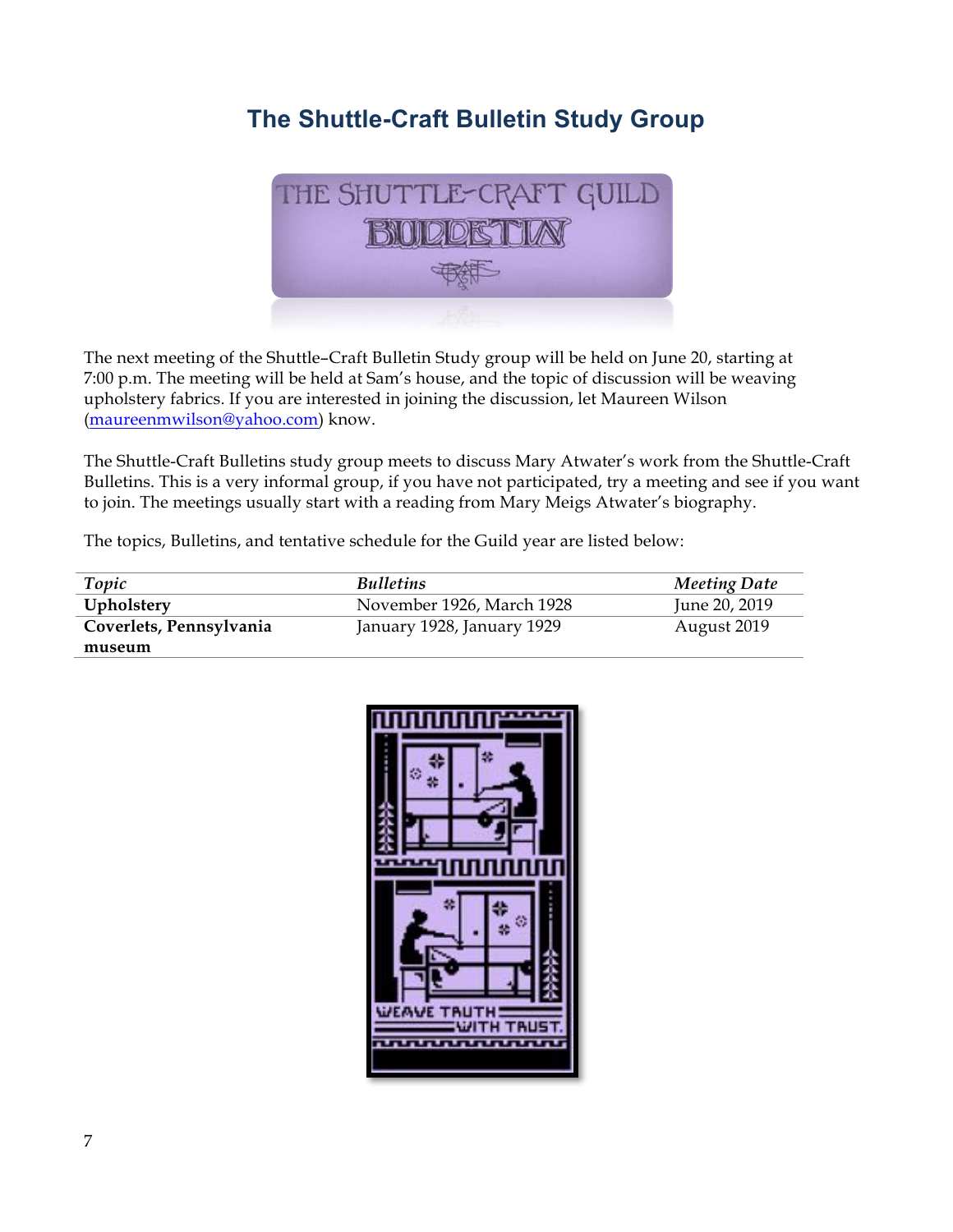# The Shuttle-Craft Bulletin Study Group

The next meeting of the Shuttle–Craft Bulletin Study group will be held on June 20, starting at 7:00 p.m. The meeting will be held at Sam's house, and the topic of discussion will be weaving upholstery fabrics. If you are interested in joining the discussion, let Maureen Wilson (maureenmwilson@yahoo.com) know.

The Shuttle-Craft Bulletins study group meets to discuss Mary Atwater's work from the Shuttle-Craft Bulletins. This is a very informal group, if you have not participated, try a meeting and see if you want to join. The meetings usually start with a reading from Mary Meigs Atwater's biography.

The topics, Bulletins, and tentative schedule for the Guild year are listed below:

| *Topic* | *Bulletins* | *Meeting Date* |
|---|---|---|
| **Upholstery** | November 1926, March 1928 | June 20, 2019 |
| **Coverlets, Pennsylvania museum** | January 1928, January 1929 | August 2019 |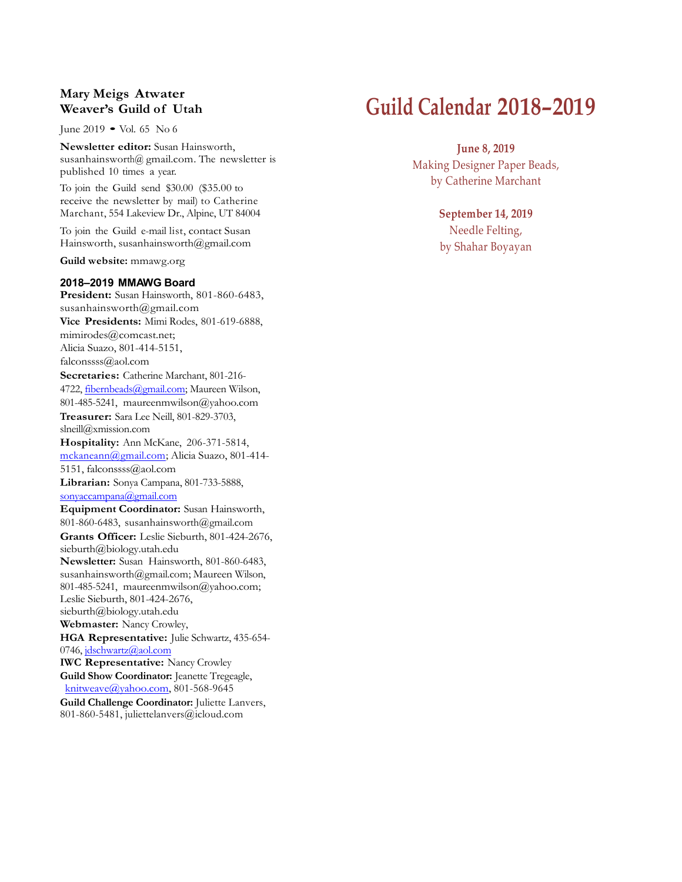**Mary Meigs Atwater**
**Weaver's Guild of Utah**

June 2019 • Vol. 65 No 6

**Newsletter editor:** Susan Hainsworth, susanhainsworth@ gmail.com. The newsletter is published 10 times a year.

To join the Guild send $30.00 ($35.00 to receive the newsletter by mail) to Catherine Marchant, 554 Lakeview Dr., Alpine, UT 84004

To join the Guild e-mail list, contact Susan Hainsworth, susanhainsworth@gmail.com

**Guild website:** mmawg.org

### 2018–2019 MMAWG Board

**President:** Susan Hainsworth, 801-860-6483, susanhainsworth@gmail.com
**Vice Presidents:** Mimi Rodes, 801-619-6888, mimirodes@comcast.net; Alicia Suazo, 801-414-5151, falconssss@aol.com
**Secretaries:** Catherine Marchant, 801-216-4722, fibernbeads@gmail.com; Maureen Wilson, 801-485-5241, maureenmwilson@yahoo.com
**Treasurer:** Sara Lee Neill, 801-829-3703, slneill@xmission.com
**Hospitality:** Ann McKane, 206-371-5814, mckaneann@gmail.com; Alicia Suazo, 801-414-5151, falconssss@aol.com
**Librarian:** Sonya Campana, 801-733-5888, sonyaccampana@gmail.com
**Equipment Coordinator:** Susan Hainsworth, 801-860-6483, susanhainsworth@gmail.com
**Grants Officer:** Leslie Sieburth, 801-424-2676, sieburth@biology.utah.edu
**Newsletter:** Susan Hainsworth, 801-860-6483, susanhainsworth@gmail.com; Maureen Wilson, 801-485-5241, maureenmwilson@yahoo.com; Leslie Sieburth, 801-424-2676, sieburth@biology.utah.edu
**Webmaster:** Nancy Crowley,
**HGA Representative:** Julie Schwartz, 435-654-0746, jdschwartz@aol.com
**IWC Representative:** Nancy Crowley
**Guild Show Coordinator:** Jeanette Tregeagle, knitweave@yahoo.com, 801-568-9645
**Guild Challenge Coordinator:** Juliette Lanvers, 801-860-5481, juliettelanvers@icloud.com

# Guild Calendar 2018–2019

**June 8, 2019**
Making Designer Paper Beads,
by Catherine Marchant

**September 14, 2019**
Needle Felting,
by Shahar Boyayan